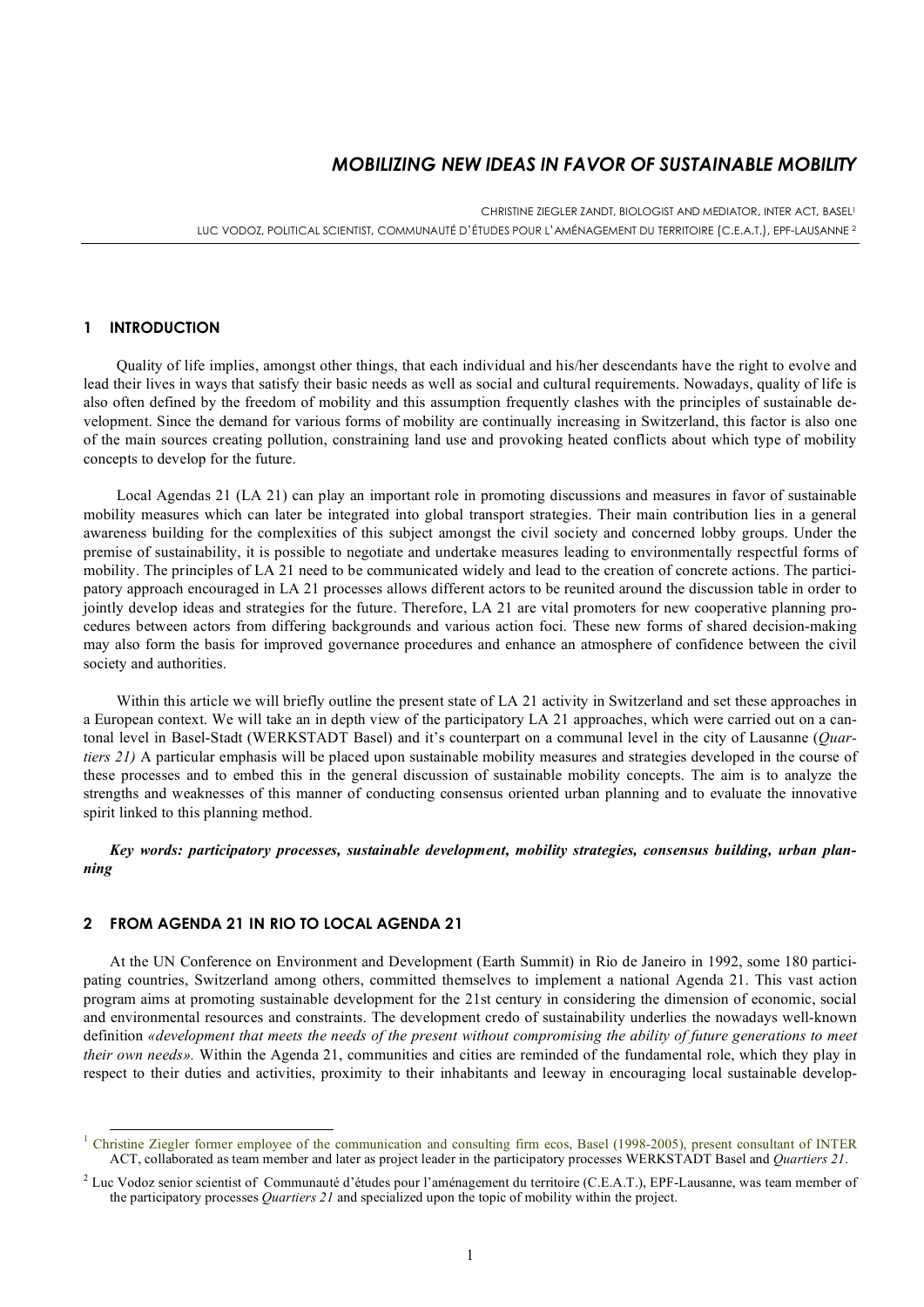# *MOBILIZING NEW IDEAS IN FAVOR OF SUSTAINABLE MOBILITY*

CHRISTINE ZIEGLER ZANDT, BIOLOGIST AND MEDIATOR, INTER ACT, BASEL[1]
LUC VODOZ, POLITICAL SCIENTIST, COMMUNAUTÉ D'ÉTUDES POUR L'AMÉNAGEMENT DU TERRITOIRE (C.E.A.T.), EPF-LAUSANNE [2]

## 1 INTRODUCTION

Quality of life implies, amongst other things, that each individual and his/her descendants have the right to evolve and lead their lives in ways that satisfy their basic needs as well as social and cultural requirements. Nowadays, quality of life is also often defined by the freedom of mobility and this assumption frequently clashes with the principles of sustainable development. Since the demand for various forms of mobility are continually increasing in Switzerland, this factor is also one of the main sources creating pollution, constraining land use and provoking heated conflicts about which type of mobility concepts to develop for the future.

Local Agendas 21 (LA 21) can play an important role in promoting discussions and measures in favor of sustainable mobility measures which can later be integrated into global transport strategies. Their main contribution lies in a general awareness building for the complexities of this subject amongst the civil society and concerned lobby groups. Under the premise of sustainability, it is possible to negotiate and undertake measures leading to environmentally respectful forms of mobility. The principles of LA 21 need to be communicated widely and lead to the creation of concrete actions. The participatory approach encouraged in LA 21 processes allows different actors to be reunited around the discussion table in order to jointly develop ideas and strategies for the future. Therefore, LA 21 are vital promoters for new cooperative planning procedures between actors from differing backgrounds and various action foci. These new forms of shared decision-making may also form the basis for improved governance procedures and enhance an atmosphere of confidence between the civil society and authorities.

Within this article we will briefly outline the present state of LA 21 activity in Switzerland and set these approaches in a European context. We will take an in depth view of the participatory LA 21 approaches, which were carried out on a cantonal level in Basel-Stadt (WERKSTADT Basel) and it's counterpart on a communal level in the city of Lausanne (*Quartiers 21)* A particular emphasis will be placed upon sustainable mobility measures and strategies developed in the course of these processes and to embed this in the general discussion of sustainable mobility concepts. The aim is to analyze the strengths and weaknesses of this manner of conducting consensus oriented urban planning and to evaluate the innovative spirit linked to this planning method.

***Key words: participatory processes, sustainable development, mobility strategies, consensus building, urban planning***

## 2 FROM AGENDA 21 IN RIO TO LOCAL AGENDA 21

At the UN Conference on Environment and Development (Earth Summit) in Rio de Janeiro in 1992, some 180 participating countries, Switzerland among others, committed themselves to implement a national Agenda 21. This vast action program aims at promoting sustainable development for the 21st century in considering the dimension of economic, social and environmental resources and constraints. The development credo of sustainability underlies the nowadays well-known definition *«development that meets the needs of the present without compromising the ability of future generations to meet their own needs».* Within the Agenda 21, communities and cities are reminded of the fundamental role, which they play in respect to their duties and activities, proximity to their inhabitants and leeway in encouraging local sustainable develop-

[1] Christine Ziegler former employee of the communication and consulting firm ecos, Basel (1998-2005), present consultant of INTER ACT, collaborated as team member and later as project leader in the participatory processes WERKSTADT Basel and *Quartiers 21*.

[2] Luc Vodoz senior scientist of Communauté d'études pour l'aménagement du territoire (C.E.A.T.), EPF-Lausanne, was team member of the participatory processes *Quartiers 21* and specialized upon the topic of mobility within the project.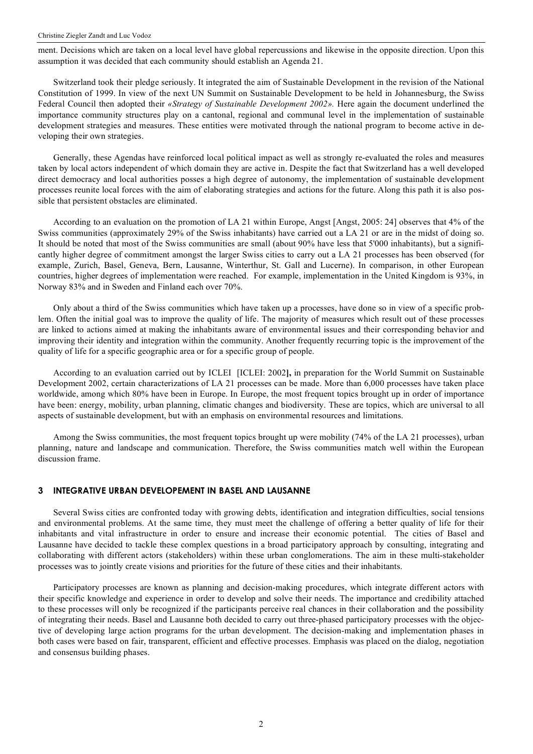ment. Decisions which are taken on a local level have global repercussions and likewise in the opposite direction. Upon this assumption it was decided that each community should establish an Agenda 21.

Switzerland took their pledge seriously. It integrated the aim of Sustainable Development in the revision of the National Constitution of 1999. In view of the next UN Summit on Sustainable Development to be held in Johannesburg, the Swiss Federal Council then adopted their *«Strategy of Sustainable Development 2002».* Here again the document underlined the importance community structures play on a cantonal, regional and communal level in the implementation of sustainable development strategies and measures. These entities were motivated through the national program to become active in developing their own strategies.

Generally, these Agendas have reinforced local political impact as well as strongly re-evaluated the roles and measures taken by local actors independent of which domain they are active in. Despite the fact that Switzerland has a well developed direct democracy and local authorities posses a high degree of autonomy, the implementation of sustainable development processes reunite local forces with the aim of elaborating strategies and actions for the future. Along this path it is also possible that persistent obstacles are eliminated.

According to an evaluation on the promotion of LA 21 within Europe, Angst [Angst, 2005: 24] observes that 4% of the Swiss communities (approximately 29% of the Swiss inhabitants) have carried out a LA 21 or are in the midst of doing so. It should be noted that most of the Swiss communities are small (about 90% have less that 5'000 inhabitants), but a significantly higher degree of commitment amongst the larger Swiss cities to carry out a LA 21 processes has been observed (for example, Zurich, Basel, Geneva, Bern, Lausanne, Winterthur, St. Gall and Lucerne). In comparison, in other European countries, higher degrees of implementation were reached. For example, implementation in the United Kingdom is 93%, in Norway 83% and in Sweden and Finland each over 70%.

Only about a third of the Swiss communities which have taken up a processes, have done so in view of a specific problem. Often the initial goal was to improve the quality of life. The majority of measures which result out of these processes are linked to actions aimed at making the inhabitants aware of environmental issues and their corresponding behavior and improving their identity and integration within the community. Another frequently recurring topic is the improvement of the quality of life for a specific geographic area or for a specific group of people.

According to an evaluation carried out by ICLEI [ICLEI: 2002**]**, in preparation for the World Summit on Sustainable Development 2002, certain characterizations of LA 21 processes can be made. More than 6,000 processes have taken place worldwide, among which 80% have been in Europe. In Europe, the most frequent topics brought up in order of importance have been: energy, mobility, urban planning, climatic changes and biodiversity. These are topics, which are universal to all aspects of sustainable development, but with an emphasis on environmental resources and limitations.

Among the Swiss communities, the most frequent topics brought up were mobility (74% of the LA 21 processes), urban planning, nature and landscape and communication. Therefore, the Swiss communities match well within the European discussion frame.

## 3 INTEGRATIVE URBAN DEVELOPEMENT IN BASEL AND LAUSANNE

Several Swiss cities are confronted today with growing debts, identification and integration difficulties, social tensions and environmental problems. At the same time, they must meet the challenge of offering a better quality of life for their inhabitants and vital infrastructure in order to ensure and increase their economic potential. The cities of Basel and Lausanne have decided to tackle these complex questions in a broad participatory approach by consulting, integrating and collaborating with different actors (stakeholders) within these urban conglomerations. The aim in these multi-stakeholder processes was to jointly create visions and priorities for the future of these cities and their inhabitants.

Participatory processes are known as planning and decision-making procedures, which integrate different actors with their specific knowledge and experience in order to develop and solve their needs. The importance and credibility attached to these processes will only be recognized if the participants perceive real chances in their collaboration and the possibility of integrating their needs. Basel and Lausanne both decided to carry out three-phased participatory processes with the objective of developing large action programs for the urban development. The decision-making and implementation phases in both cases were based on fair, transparent, efficient and effective processes. Emphasis was placed on the dialog, negotiation and consensus building phases.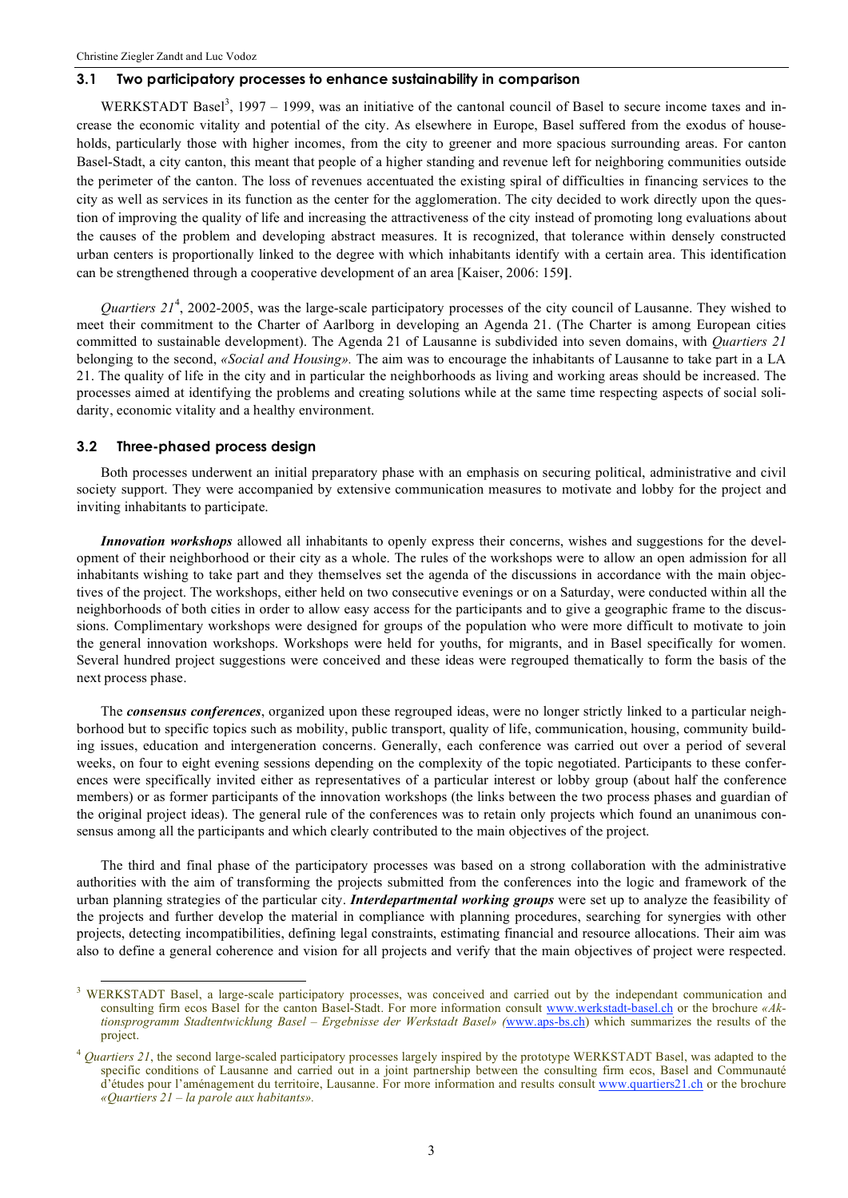### 3.1 Two participatory processes to enhance sustainability in comparison

WERKSTADT Basel[3], 1997 – 1999, was an initiative of the cantonal council of Basel to secure income taxes and increase the economic vitality and potential of the city. As elsewhere in Europe, Basel suffered from the exodus of households, particularly those with higher incomes, from the city to greener and more spacious surrounding areas. For canton Basel-Stadt, a city canton, this meant that people of a higher standing and revenue left for neighboring communities outside the perimeter of the canton. The loss of revenues accentuated the existing spiral of difficulties in financing services to the city as well as services in its function as the center for the agglomeration. The city decided to work directly upon the question of improving the quality of life and increasing the attractiveness of the city instead of promoting long evaluations about the causes of the problem and developing abstract measures. It is recognized, that tolerance within densely constructed urban centers is proportionally linked to the degree with which inhabitants identify with a certain area. This identification can be strengthened through a cooperative development of an area [Kaiser, 2006: 159].

*Quartiers 21*[4], 2002-2005, was the large-scale participatory processes of the city council of Lausanne. They wished to meet their commitment to the Charter of Aarlborg in developing an Agenda 21. (The Charter is among European cities committed to sustainable development). The Agenda 21 of Lausanne is subdivided into seven domains, with *Quartiers 21* belonging to the second, *«Social and Housing».* The aim was to encourage the inhabitants of Lausanne to take part in a LA 21. The quality of life in the city and in particular the neighborhoods as living and working areas should be increased. The processes aimed at identifying the problems and creating solutions while at the same time respecting aspects of social solidarity, economic vitality and a healthy environment.

### 3.2 Three-phased process design

Both processes underwent an initial preparatory phase with an emphasis on securing political, administrative and civil society support. They were accompanied by extensive communication measures to motivate and lobby for the project and inviting inhabitants to participate.

***Innovation workshops*** allowed all inhabitants to openly express their concerns, wishes and suggestions for the development of their neighborhood or their city as a whole. The rules of the workshops were to allow an open admission for all inhabitants wishing to take part and they themselves set the agenda of the discussions in accordance with the main objectives of the project. The workshops, either held on two consecutive evenings or on a Saturday, were conducted within all the neighborhoods of both cities in order to allow easy access for the participants and to give a geographic frame to the discussions. Complimentary workshops were designed for groups of the population who were more difficult to motivate to join the general innovation workshops. Workshops were held for youths, for migrants, and in Basel specifically for women. Several hundred project suggestions were conceived and these ideas were regrouped thematically to form the basis of the next process phase.

The ***consensus conferences***, organized upon these regrouped ideas, were no longer strictly linked to a particular neighborhood but to specific topics such as mobility, public transport, quality of life, communication, housing, community building issues, education and intergeneration concerns. Generally, each conference was carried out over a period of several weeks, on four to eight evening sessions depending on the complexity of the topic negotiated. Participants to these conferences were specifically invited either as representatives of a particular interest or lobby group (about half the conference members) or as former participants of the innovation workshops (the links between the two process phases and guardian of the original project ideas). The general rule of the conferences was to retain only projects which found an unanimous consensus among all the participants and which clearly contributed to the main objectives of the project.

The third and final phase of the participatory processes was based on a strong collaboration with the administrative authorities with the aim of transforming the projects submitted from the conferences into the logic and framework of the urban planning strategies of the particular city. ***Interdepartmental working groups*** were set up to analyze the feasibility of the projects and further develop the material in compliance with planning procedures, searching for synergies with other projects, detecting incompatibilities, defining legal constraints, estimating financial and resource allocations. Their aim was also to define a general coherence and vision for all projects and verify that the main objectives of project were respected.

---

[3] WERKSTADT Basel, a large-scale participatory processes, was conceived and carried out by the independant communication and consulting firm ecos Basel for the canton Basel-Stadt. For more information consult www.werkstadt-basel.ch or the brochure *«Aktionsprogramm Stadtentwicklung Basel – Ergebnisse der Werkstadt Basel» (*www.aps-bs.ch) which summarizes the results of the project.

[4] *Quartiers 21*, the second large-scaled participatory processes largely inspired by the prototype WERKSTADT Basel, was adapted to the specific conditions of Lausanne and carried out in a joint partnership between the consulting firm ecos, Basel and Communauté d'études pour l'aménagement du territoire, Lausanne. For more information and results consult www.quartiers21.ch or the brochure *«Quartiers 21 – la parole aux habitants».*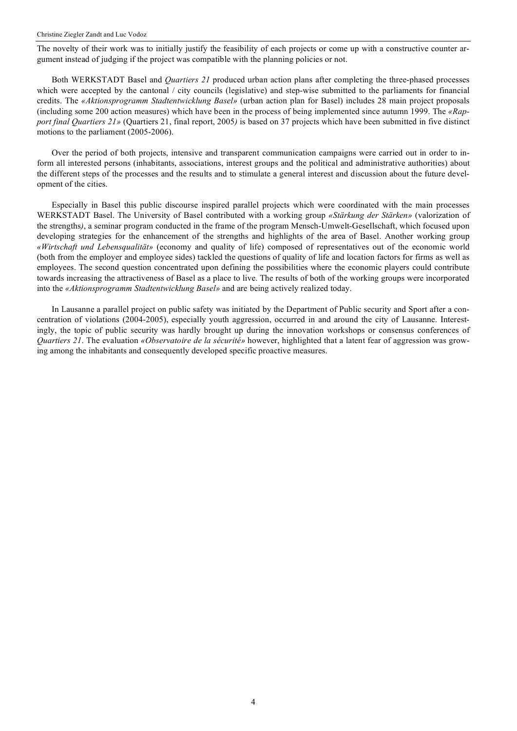The novelty of their work was to initially justify the feasibility of each projects or come up with a constructive counter argument instead of judging if the project was compatible with the planning policies or not.

Both WERKSTADT Basel and *Quartiers 21* produced urban action plans after completing the three-phased processes which were accepted by the cantonal / city councils (legislative) and step-wise submitted to the parliaments for financial credits. The *«Aktionsprogramm Stadtentwicklung Basel»* (urban action plan for Basel) includes 28 main project proposals (including some 200 action measures) which have been in the process of being implemented since autumn 1999. The *«Rapport final Quartiers 21»* (Quartiers 21, final report, 2005) is based on 37 projects which have been submitted in five distinct motions to the parliament (2005-2006).

Over the period of both projects, intensive and transparent communication campaigns were carried out in order to inform all interested persons (inhabitants, associations, interest groups and the political and administrative authorities) about the different steps of the processes and the results and to stimulate a general interest and discussion about the future development of the cities.

Especially in Basel this public discourse inspired parallel projects which were coordinated with the main processes WERKSTADT Basel. The University of Basel contributed with a working group *«Stärkung der Stärken»* (valorization of the strengths), a seminar program conducted in the frame of the program Mensch-Umwelt-Gesellschaft, which focused upon developing strategies for the enhancement of the strengths and highlights of the area of Basel. Another working group *«Wirtschaft und Lebensqualität»* (economy and quality of life) composed of representatives out of the economic world (both from the employer and employee sides) tackled the questions of quality of life and location factors for firms as well as employees. The second question concentrated upon defining the possibilities where the economic players could contribute towards increasing the attractiveness of Basel as a place to live. The results of both of the working groups were incorporated into the *«Aktionsprogramm Stadtentwicklung Basel»* and are being actively realized today.

In Lausanne a parallel project on public safety was initiated by the Department of Public security and Sport after a concentration of violations (2004-2005), especially youth aggression, occurred in and around the city of Lausanne. Interestingly, the topic of public security was hardly brought up during the innovation workshops or consensus conferences of *Quartiers 21*. The evaluation *«Observatoire de la sécurité»* however, highlighted that a latent fear of aggression was growing among the inhabitants and consequently developed specific proactive measures.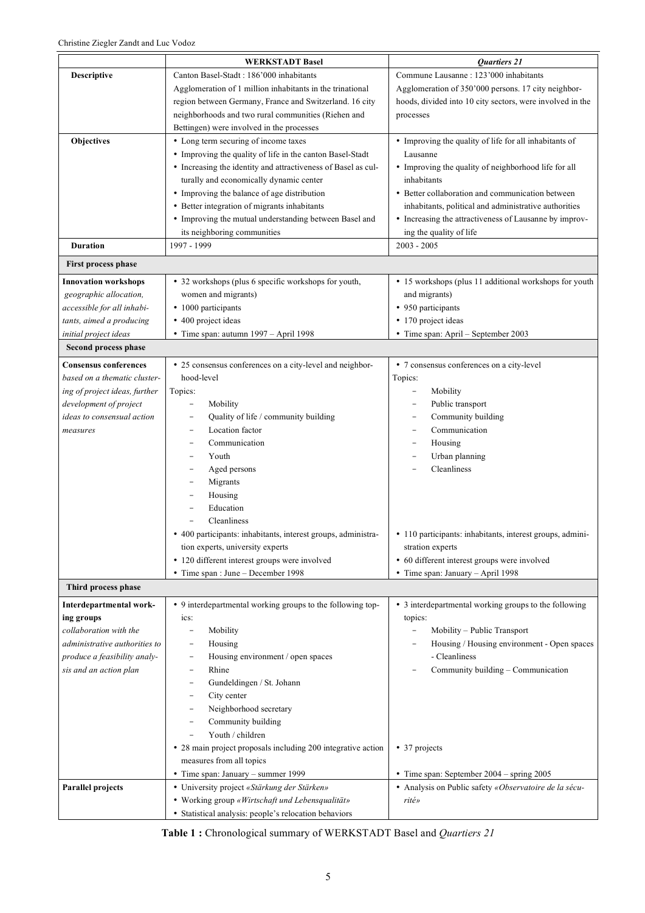| | WERKSTADT Basel | *Quartiers 21* |
|---|---|---|
| **Descriptive** | Canton Basel-Stadt : 186'000 inhabitants<br>Agglomeration of 1 million inhabitants in the trinational region between Germany, France and Switzerland. 16 city neighborhoods and two rural communities (Riehen and Bettingen) were involved in the processes | Commune Lausanne : 123'000 inhabitants<br>Agglomeration of 350'000 persons. 17 city neighborhoods, divided into 10 city sectors, were involved in the processes |
| **Objectives** | • Long term securing of income taxes<br>• Improving the quality of life in the canton Basel-Stadt<br>• Increasing the identity and attractiveness of Basel as culturally and economically dynamic center<br>• Improving the balance of age distribution<br>• Better integration of migrants inhabitants<br>• Improving the mutual understanding between Basel and its neighboring communities | • Improving the quality of life for all inhabitants of Lausanne<br>• Improving the quality of neighborhood life for all inhabitants<br>• Better collaboration and communication between inhabitants, political and administrative authorities<br>• Increasing the attractiveness of Lausanne by improving the quality of life |
| **Duration** | 1997 - 1999 | 2003 - 2005 |
| **First process phase** | | |
| **Innovation workshops**<br>*geographic allocation, accessible for all inhabitants, aimed a producing initial project ideas* | • 32 workshops (plus 6 specific workshops for youth, women and migrants)<br>• 1000 participants<br>• 400 project ideas<br>• Time span: autumn 1997 – April 1998 | • 15 workshops (plus 11 additional workshops for youth and migrants)<br>• 950 participants<br>• 170 project ideas<br>• Time span: April – September 2003 |
| **Second process phase** | | |
| **Consensus conferences**<br>*based on a thematic clustering of project ideas, further development of project ideas to consensual action measures* | • 25 consensus conferences on a city-level and neighborhood-level<br>Topics:<br>– Mobility<br>– Quality of life / community building<br>– Location factor<br>– Communication<br>– Youth<br>– Aged persons<br>– Migrants<br>– Housing<br>– Education<br>– Cleanliness<br>• 400 participants: inhabitants, interest groups, administration experts, university experts<br>• 120 different interest groups were involved<br>• Time span : June – December 1998 | • 7 consensus conferences on a city-level<br>Topics:<br>– Mobility<br>– Public transport<br>– Community building<br>– Communication<br>– Housing<br>– Urban planning<br>– Cleanliness<br>• 110 participants: inhabitants, interest groups, administration experts<br>• 60 different interest groups were involved<br>• Time span: January – April 1998 |
| **Third process phase** | | |
| **Interdepartmental working groups**<br>*collaboration with the administrative authorities to produce a feasibility analysis and an action plan* | • 9 interdepartmental working groups to the following topics:<br>– Mobility<br>– Housing<br>– Housing environment / open spaces<br>– Rhine<br>– Gundeldingen / St. Johann<br>– City center<br>– Neighborhood secretary<br>– Community building<br>– Youth / children<br>• 28 main project proposals including 200 integrative action measures from all topics<br>• Time span: January – summer 1999 | • 3 interdepartmental working groups to the following topics:<br>– Mobility – Public Transport<br>– Housing / Housing environment - Open spaces - Cleanliness<br>– Community building – Communication<br>• 37 projects<br>• Time span: September 2004 – spring 2005 |
| **Parallel projects** | • University project *«Stärkung der Stärken»*<br>• Working group *«Wirtschaft und Lebensqualität»*<br>• Statistical analysis: people's relocation behaviors | • Analysis on Public safety *«Observatoire de la sécurité»* |

**Table 1 :** Chronological summary of WERKSTADT Basel and *Quartiers 21*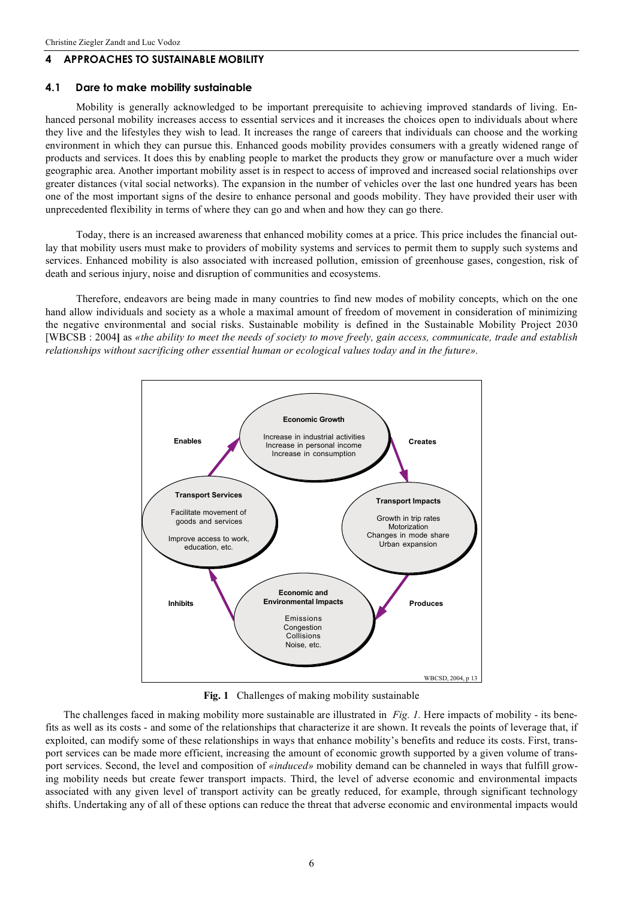## 4 APPROACHES TO SUSTAINABLE MOBILITY

### 4.1 Dare to make mobility sustainable

Mobility is generally acknowledged to be important prerequisite to achieving improved standards of living. Enhanced personal mobility increases access to essential services and it increases the choices open to individuals about where they live and the lifestyles they wish to lead. It increases the range of careers that individuals can choose and the working environment in which they can pursue this. Enhanced goods mobility provides consumers with a greatly widened range of products and services. It does this by enabling people to market the products they grow or manufacture over a much wider geographic area. Another important mobility asset is in respect to access of improved and increased social relationships over greater distances (vital social networks). The expansion in the number of vehicles over the last one hundred years has been one of the most important signs of the desire to enhance personal and goods mobility. They have provided their user with unprecedented flexibility in terms of where they can go and when and how they can go there.

Today, there is an increased awareness that enhanced mobility comes at a price. This price includes the financial outlay that mobility users must make to providers of mobility systems and services to permit them to supply such systems and services. Enhanced mobility is also associated with increased pollution, emission of greenhouse gases, congestion, risk of death and serious injury, noise and disruption of communities and ecosystems.

Therefore, endeavors are being made in many countries to find new modes of mobility concepts, which on the one hand allow individuals and society as a whole a maximal amount of freedom of movement in consideration of minimizing the negative environmental and social risks. Sustainable mobility is defined in the Sustainable Mobility Project 2030 [WBCSB : 2004] as *«the ability to meet the needs of society to move freely, gain access, communicate, trade and establish relationships without sacrificing other essential human or ecological values today and in the future».*

**Economic Growth**
Increase in industrial activities
Increase in personal income
Increase in consumption

**Creates** →

**Transport Impacts**
Growth in trip rates
Motorization
Changes in mode share
Urban expansion

**Produces** →

**Economic and Environmental Impacts**
Emissions
Congestion
Collisions
Noise, etc.

**Inhibits** →

**Transport Services**
Facilitate movement of goods and services
Improve access to work, education, etc.

**Enables** → Economic Growth

WBCSD, 2004, p 13

**Fig. 1** Challenges of making mobility sustainable

The challenges faced in making mobility more sustainable are illustrated in *Fig. 1.* Here impacts of mobility - its benefits as well as its costs - and some of the relationships that characterize it are shown. It reveals the points of leverage that, if exploited, can modify some of these relationships in ways that enhance mobility's benefits and reduce its costs. First, transport services can be made more efficient, increasing the amount of economic growth supported by a given volume of transport services. Second, the level and composition of *«induced»* mobility demand can be channeled in ways that fulfill growing mobility needs but create fewer transport impacts. Third, the level of adverse economic and environmental impacts associated with any given level of transport activity can be greatly reduced, for example, through significant technology shifts. Undertaking any of all of these options can reduce the threat that adverse economic and environmental impacts would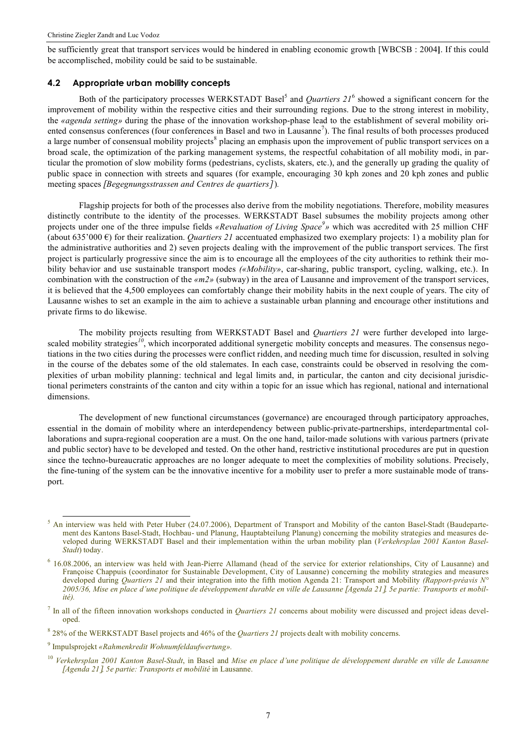be sufficiently great that transport services would be hindered in enabling economic growth [WBCSB : 2004]. If this could be accomplisched, mobility could be said to be sustainable.

### 4.2 Appropriate urban mobility concepts

Both of the participatory processes WERKSTADT Basel[5] and *Quartiers 21*[6] showed a significant concern for the improvement of mobility within the respective cities and their surrounding regions. Due to the strong interest in mobility, the *«agenda setting»* during the phase of the innovation workshop-phase lead to the establishment of several mobility oriented consensus conferences (four conferences in Basel and two in Lausanne[7]). The final results of both processes produced a large number of consensual mobility projects[8] placing an emphasis upon the improvement of public transport services on a broad scale, the optimization of the parking management systems, the respectful cohabitation of all mobility modi, in particular the promotion of slow mobility forms (pedestrians, cyclists, skaters, etc.), and the generally up grading the quality of public space in connection with streets and squares (for example, encouraging 30 kph zones and 20 kph zones and public meeting spaces *[Begegnungsstrassen and Centres de quartiers]*).

Flagship projects for both of the processes also derive from the mobility negotiations. Therefore, mobility measures distinctly contribute to the identity of the processes. WERKSTADT Basel subsumes the mobility projects among other projects under one of the three impulse fields *«Revaluation of Living Space*[9]*»* which was accredited with 25 million CHF (about 635'000 €) for their realization. *Quartiers 21* accentuated emphasized two exemplary projects: 1) a mobility plan for the administrative authorities and 2) seven projects dealing with the improvement of the public transport services. The first project is particularly progressive since the aim is to encourage all the employees of the city authorities to rethink their mobility behavior and use sustainable transport modes *(«Mobility»*, car-sharing, public transport, cycling, walking, etc.). In combination with the construction of the *«m2»* (subway) in the area of Lausanne and improvement of the transport services, it is believed that the 4,500 employees can comfortably change their mobility habits in the next couple of years. The city of Lausanne wishes to set an example in the aim to achieve a sustainable urban planning and encourage other institutions and private firms to do likewise.

The mobility projects resulting from WERKSTADT Basel and *Quartiers 21* were further developed into large-scaled mobility strategies[10], which incorporated additional synergetic mobility concepts and measures. The consensus negotiations in the two cities during the processes were conflict ridden, and needing much time for discussion, resulted in solving in the course of the debates some of the old stalemates. In each case, constraints could be observed in resolving the complexities of urban mobility planning: technical and legal limits and, in particular, the canton and city decisional jurisdictional perimeters constraints of the canton and city within a topic for an issue which has regional, national and international dimensions.

The development of new functional circumstances (governance) are encouraged through participatory approaches, essential in the domain of mobility where an interdependency between public-private-partnerships, interdepartmental collaborations and supra-regional cooperation are a must. On the one hand, tailor-made solutions with various partners (private and public sector) have to be developed and tested. On the other hand, restrictive institutional procedures are put in question since the techno-bureaucratic approaches are no longer adequate to meet the complexities of mobility solutions. Precisely, the fine-tuning of the system can be the innovative incentive for a mobility user to prefer a more sustainable mode of transport.

---

[5] An interview was held with Peter Huber (24.07.2006), Department of Transport and Mobility of the canton Basel-Stadt (Baudepartement des Kantons Basel-Stadt, Hochbau- und Planung, Hauptabteilung Planung) concerning the mobility strategies and measures developed during WERKSTADT Basel and their implementation within the urban mobility plan (*Verkehrsplan 2001 Kanton Basel-Stadt*) today.

[6] 16.08.2006, an interview was held with Jean-Pierre Allamand (head of the service for exterior relationships, City of Lausanne) and Françoise Chappuis (coordinator for Sustainable Development, City of Lausanne) concerning the mobility strategies and measures developed during *Quartiers 21* and their integration into the fifth motion Agenda 21: Transport and Mobility *(Rapport-préavis N° 2005/36, Mise en place d'une politique de développement durable en ville de Lausanne [Agenda 21], 5e partie: Transports et mobilité).*

[7] In all of the fifteen innovation workshops conducted in *Quartiers 21* concerns about mobility were discussed and project ideas developed.

[8] 28% of the WERKSTADT Basel projects and 46% of the *Quartiers 21* projects dealt with mobility concerns.

[9] Impulsprojekt *«Rahmenkredit Wohnumfeldaufwertung».*

[10] *Verkehrsplan 2001 Kanton Basel-Stadt*, in Basel and *Mise en place d'une politique de développement durable en ville de Lausanne [Agenda 21], 5e partie: Transports et mobilité* in Lausanne.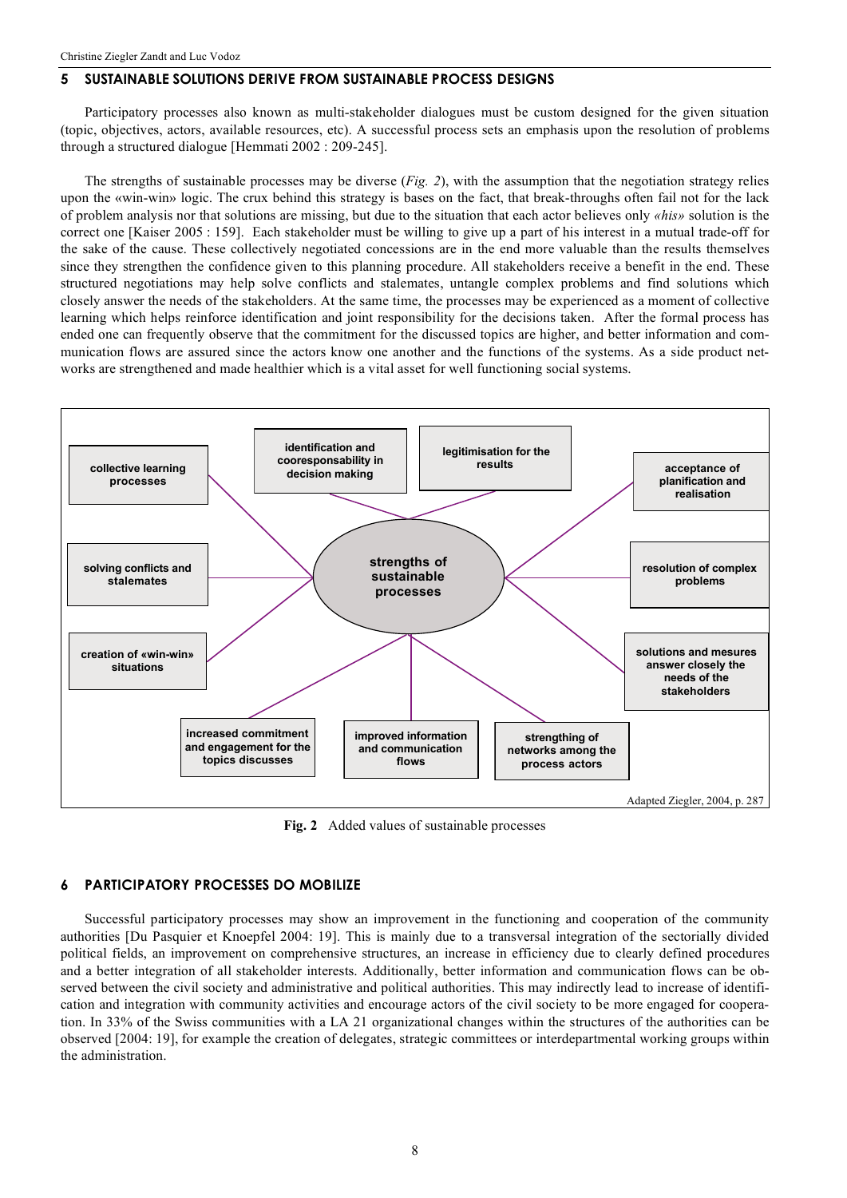## 5 SUSTAINABLE SOLUTIONS DERIVE FROM SUSTAINABLE PROCESS DESIGNS

Participatory processes also known as multi-stakeholder dialogues must be custom designed for the given situation (topic, objectives, actors, available resources, etc). A successful process sets an emphasis upon the resolution of problems through a structured dialogue [Hemmati 2002 : 209-245].

The strengths of sustainable processes may be diverse (*Fig. 2*), with the assumption that the negotiation strategy relies upon the «win-win» logic. The crux behind this strategy is bases on the fact, that break-throughs often fail not for the lack of problem analysis nor that solutions are missing, but due to the situation that each actor believes only *«his»* solution is the correct one [Kaiser 2005 : 159]. Each stakeholder must be willing to give up a part of his interest in a mutual trade-off for the sake of the cause. These collectively negotiated concessions are in the end more valuable than the results themselves since they strengthen the confidence given to this planning procedure. All stakeholders receive a benefit in the end. These structured negotiations may help solve conflicts and stalemates, untangle complex problems and find solutions which closely answer the needs of the stakeholders. At the same time, the processes may be experienced as a moment of collective learning which helps reinforce identification and joint responsibility for the decisions taken. After the formal process has ended one can frequently observe that the commitment for the discussed topics are higher, and better information and communication flows are assured since the actors know one another and the functions of the systems. As a side product networks are strengthened and made healthier which is a vital asset for well functioning social systems.

strengths of sustainable processes

collective learning processes

identification and cooresponsability in decision making

legitimisation for the results

acceptance of planification and realisation

solving conflicts and stalemates

resolution of complex problems

creation of «win-win» situations

solutions and mesures answer closely the needs of the stakeholders

increased commitment and engagement for the topics discusses

improved information and communication flows

strengthing of networks among the process actors

Adapted Ziegler, 2004, p. 287

**Fig. 2** Added values of sustainable processes

## 6 PARTICIPATORY PROCESSES DO MOBILIZE

Successful participatory processes may show an improvement in the functioning and cooperation of the community authorities [Du Pasquier et Knoepfel 2004: 19]. This is mainly due to a transversal integration of the sectorially divided political fields, an improvement on comprehensive structures, an increase in efficiency due to clearly defined procedures and a better integration of all stakeholder interests. Additionally, better information and communication flows can be observed between the civil society and administrative and political authorities. This may indirectly lead to increase of identification and integration with community activities and encourage actors of the civil society to be more engaged for cooperation. In 33% of the Swiss communities with a LA 21 organizational changes within the structures of the authorities can be observed [2004: 19], for example the creation of delegates, strategic committees or interdepartmental working groups within the administration.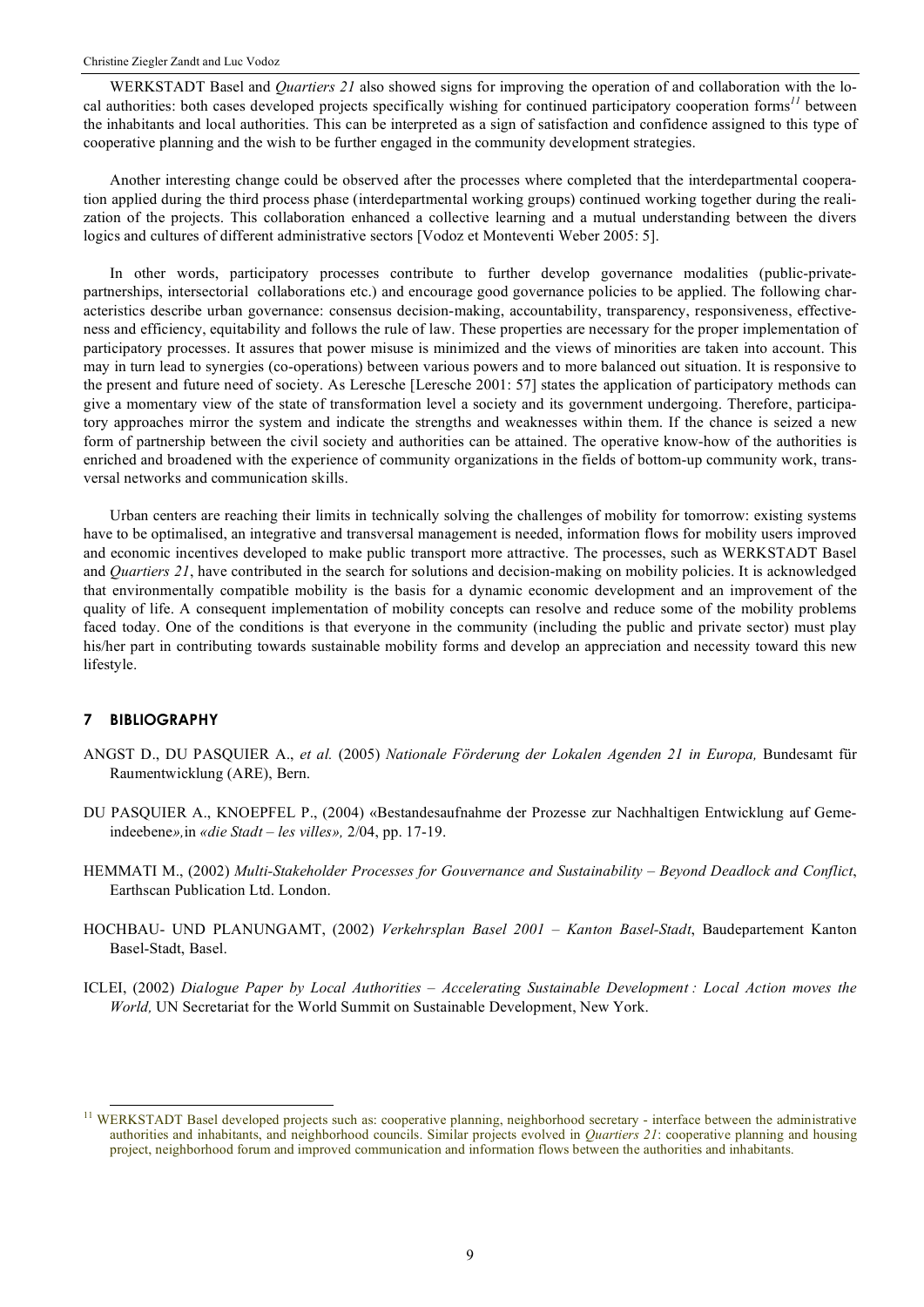WERKSTADT Basel and *Quartiers 21* also showed signs for improving the operation of and collaboration with the local authorities: both cases developed projects specifically wishing for continued participatory cooperation forms[11] between the inhabitants and local authorities. This can be interpreted as a sign of satisfaction and confidence assigned to this type of cooperative planning and the wish to be further engaged in the community development strategies.

Another interesting change could be observed after the processes where completed that the interdepartmental cooperation applied during the third process phase (interdepartmental working groups) continued working together during the realization of the projects. This collaboration enhanced a collective learning and a mutual understanding between the divers logics and cultures of different administrative sectors [Vodoz et Monteventi Weber 2005: 5].

In other words, participatory processes contribute to further develop governance modalities (public-private-partnerships, intersectorial collaborations etc.) and encourage good governance policies to be applied. The following characteristics describe urban governance: consensus decision-making, accountability, transparency, responsiveness, effectiveness and efficiency, equitability and follows the rule of law. These properties are necessary for the proper implementation of participatory processes. It assures that power misuse is minimized and the views of minorities are taken into account. This may in turn lead to synergies (co-operations) between various powers and to more balanced out situation. It is responsive to the present and future need of society. As Leresche [Leresche 2001: 57] states the application of participatory methods can give a momentary view of the state of transformation level a society and its government undergoing. Therefore, participatory approaches mirror the system and indicate the strengths and weaknesses within them. If the chance is seized a new form of partnership between the civil society and authorities can be attained. The operative know-how of the authorities is enriched and broadened with the experience of community organizations in the fields of bottom-up community work, transversal networks and communication skills.

Urban centers are reaching their limits in technically solving the challenges of mobility for tomorrow: existing systems have to be optimalised, an integrative and transversal management is needed, information flows for mobility users improved and economic incentives developed to make public transport more attractive. The processes, such as WERKSTADT Basel and *Quartiers 21*, have contributed in the search for solutions and decision-making on mobility policies. It is acknowledged that environmentally compatible mobility is the basis for a dynamic economic development and an improvement of the quality of life. A consequent implementation of mobility concepts can resolve and reduce some of the mobility problems faced today. One of the conditions is that everyone in the community (including the public and private sector) must play his/her part in contributing towards sustainable mobility forms and develop an appreciation and necessity toward this new lifestyle.

## 7 BIBLIOGRAPHY

ANGST D., DU PASQUIER A., *et al.* (2005) *Nationale Förderung der Lokalen Agenden 21 in Europa,* Bundesamt für Raumentwicklung (ARE), Bern.

DU PASQUIER A., KNOEPFEL P., (2004) «Bestandesaufnahme der Prozesse zur Nachhaltigen Entwicklung auf Gemeindeebene*»,*in *«die Stadt – les villes»,* 2/04, pp. 17-19.

HEMMATI M., (2002) *Multi-Stakeholder Processes for Gouvernance and Sustainability – Beyond Deadlock and Conflict*, Earthscan Publication Ltd. London.

HOCHBAU- UND PLANUNGAMT, (2002) *Verkehrsplan Basel 2001 – Kanton Basel-Stadt*, Baudepartement Kanton Basel-Stadt, Basel.

ICLEI, (2002) *Dialogue Paper by Local Authorities – Accelerating Sustainable Development : Local Action moves the World,* UN Secretariat for the World Summit on Sustainable Development, New York.

[11] WERKSTADT Basel developed projects such as: cooperative planning, neighborhood secretary - interface between the administrative authorities and inhabitants, and neighborhood councils. Similar projects evolved in *Quartiers 21*: cooperative planning and housing project, neighborhood forum and improved communication and information flows between the authorities and inhabitants.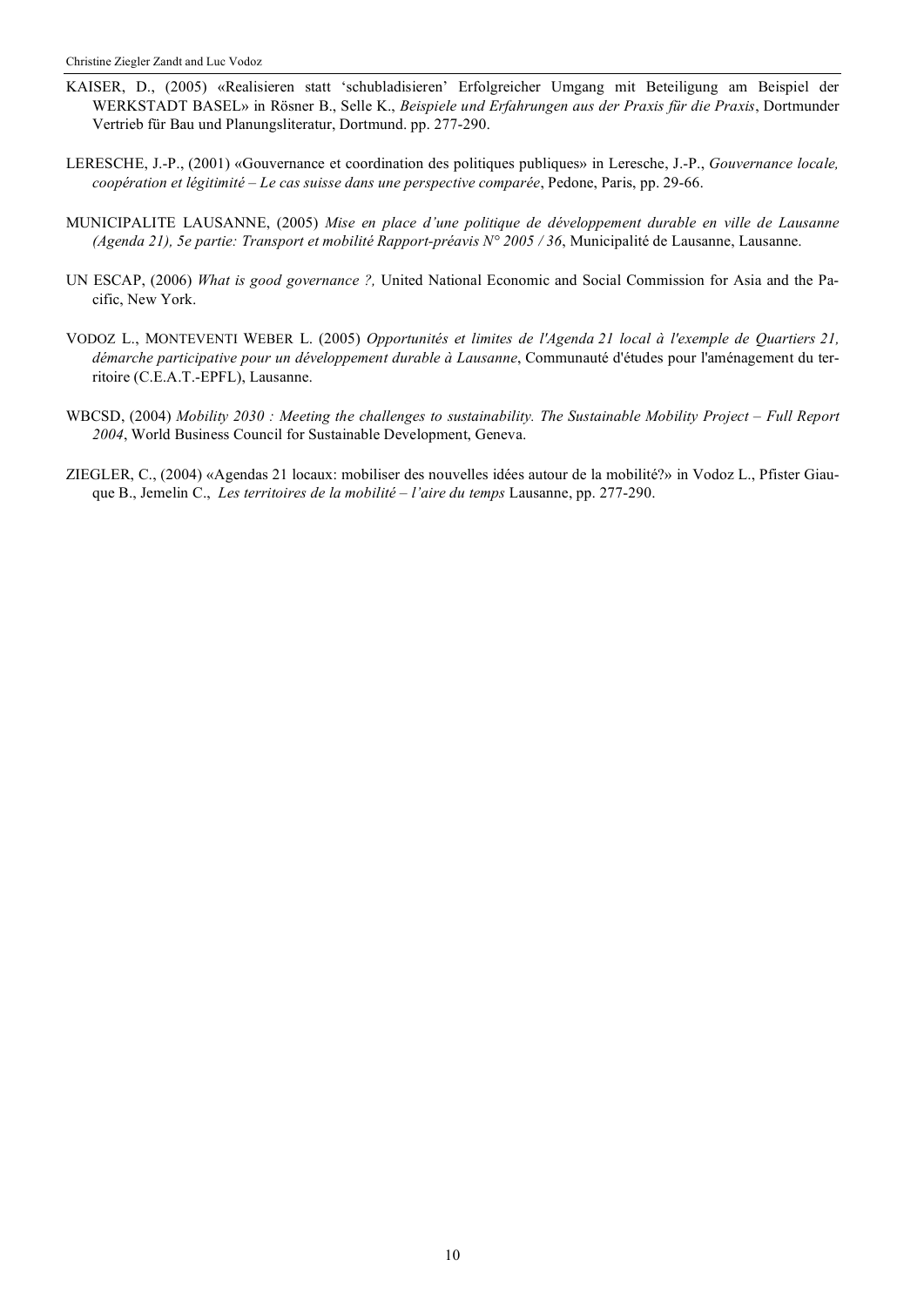KAISER, D., (2005) «Realisieren statt 'schubladisieren' Erfolgreicher Umgang mit Beteiligung am Beispiel der WERKSTADT BASEL» in Rösner B., Selle K., *Beispiele und Erfahrungen aus der Praxis für die Praxis*, Dortmunder Vertrieb für Bau und Planungsliteratur, Dortmund. pp. 277-290.

LERESCHE, J.-P., (2001) «Gouvernance et coordination des politiques publiques» in Leresche, J.-P., *Gouvernance locale, coopération et légitimité – Le cas suisse dans une perspective comparée*, Pedone, Paris, pp. 29-66.

MUNICIPALITE LAUSANNE, (2005) *Mise en place d'une politique de développement durable en ville de Lausanne (Agenda 21), 5e partie: Transport et mobilité Rapport-préavis N° 2005 / 36*, Municipalité de Lausanne, Lausanne.

UN ESCAP, (2006) *What is good governance ?,* United National Economic and Social Commission for Asia and the Pacific, New York.

VODOZ L., MONTEVENTI WEBER L. (2005) *Opportunités et limites de l'Agenda 21 local à l'exemple de Quartiers 21, démarche participative pour un développement durable à Lausanne*, Communauté d'études pour l'aménagement du territoire (C.E.A.T.-EPFL), Lausanne.

WBCSD, (2004) *Mobility 2030 : Meeting the challenges to sustainability. The Sustainable Mobility Project – Full Report 2004*, World Business Council for Sustainable Development, Geneva.

ZIEGLER, C., (2004) «Agendas 21 locaux: mobiliser des nouvelles idées autour de la mobilité?» in Vodoz L., Pfister Giauque B., Jemelin C., *Les territoires de la mobilité – l'aire du temps* Lausanne, pp. 277-290.